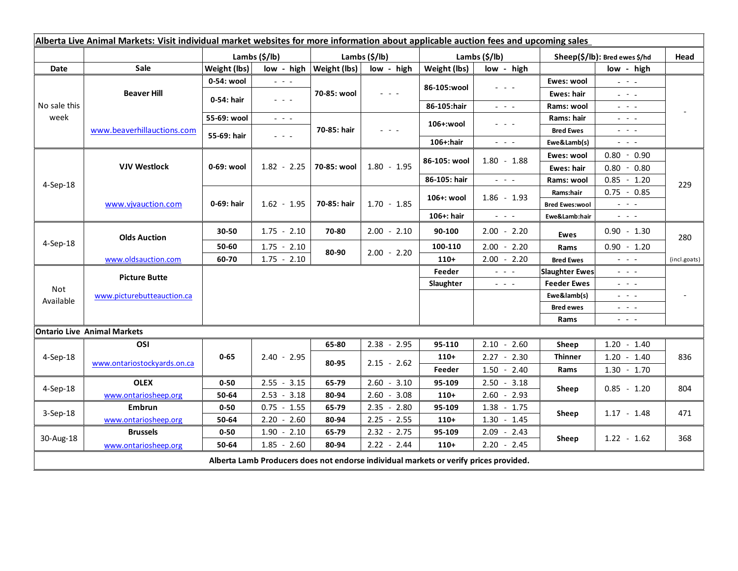| Alberta Live Animal Markets: Visit individual market websites for more information about applicable auction fees and upcoming sales | | | | | | | | | | | |
|---|---|---|---|---|---|---|---|---|---|---|---|
| | | Lambs ($/lb) | | Lambs ($/lb) | | Lambs ($/lb) | | Sheep($/lb): Bred ewes $/hd | | Head |
| Date | Sale | Weight (lbs) | low - high | Weight (lbs) | low - high | Weight (lbs) | low - high | | low - high | |
| No sale this week | Beaver Hill | 0-54: wool | - - - | 70-85: wool | - - - | 86-105:wool | - - - | Ewes: wool | - - - | - |
| | | 0-54: hair | - - - | | | | | Ewes: hair | - - - | |
| | | | | | | 86-105:hair | - - - | Rams: wool | - - - | |
| | www.beaverhillauctions.com | 55-69: wool | - - - | 70-85: hair | - - - | 106+:wool | - - - | Rams: hair | - - - | |
| | | 55-69: hair | - - - | | | | | Bred Ewes | - - - | |
| | | | | | | 106+:hair | - - - | Ewe&Lamb(s) | - - - | |
| 4-Sep-18 | VJV Westlock | 0-69: wool | 1.82 - 2.25 | 70-85: wool | 1.80 - 1.95 | 86-105: wool | 1.80 - 1.88 | Ewes: wool | 0.80 - 0.90 | 229 |
| | | | | | | | | Ewes: hair | 0.80 - 0.80 | |
| | | | | | | 86-105: hair | - - - | Rams: wool | 0.85 - 1.20 | |
| | www.vjvauction.com | 0-69: hair | 1.62 - 1.95 | 70-85: hair | 1.70 - 1.85 | 106+: wool | 1.86 - 1.93 | Rams:hair | 0.75 - 0.85 | |
| | | | | | | | | Bred Ewes:wool | - - - | |
| | | | | | | 106+: hair | - - - | Ewe&Lamb:hair | - - - | |
| 4-Sep-18 | Olds Auction | 30-50 | 1.75 - 2.10 | 70-80 | 2.00 - 2.10 | 90-100 | 2.00 - 2.20 | Ewes | 0.90 - 1.30 | 280 |
| | | 50-60 | 1.75 - 2.10 | 80-90 | 2.00 - 2.20 | 100-110 | 2.00 - 2.20 | Rams | 0.90 - 1.20 | |
| | www.oldsauction.com | 60-70 | 1.75 - 2.10 | | | 110+ | 2.00 - 2.20 | Bred Ewes | - - - | (incl.goats) |
| Not Available | Picture Butte | | | | | Feeder | - - - | Slaughter Ewes | - - - | - |
| | | | | | | Slaughter | - - - | Feeder Ewes | - - - | |
| | www.picturebutteauction.ca | | | | | | | Ewe&lamb(s) | - - - | |
| | | | | | | | | Bred ewes | - - - | |
| | | | | | | | | Rams | - - - | |
| Ontario Live Animal Markets | | | | | | | | | | |
| 4-Sep-18 | OSI | 0-65 | 2.40 - 2.95 | 65-80 | 2.38 - 2.95 | 95-110 | 2.10 - 2.60 | Sheep | 1.20 - 1.40 | 836 |
| | www.ontariostockyards.on.ca | | | 80-95 | 2.15 - 2.62 | 110+ | 2.27 - 2.30 | Thinner | 1.20 - 1.40 | |
| | | | | | | Feeder | 1.50 - 2.40 | Rams | 1.30 - 1.70 | |
| 4-Sep-18 | OLEX | 0-50 | 2.55 - 3.15 | 65-79 | 2.60 - 3.10 | 95-109 | 2.50 - 3.18 | Sheep | 0.85 - 1.20 | 804 |
| | www.ontariosheep.org | 50-64 | 2.53 - 3.18 | 80-94 | 2.60 - 3.08 | 110+ | 2.60 - 2.93 | | | |
| 3-Sep-18 | Embrun | 0-50 | 0.75 - 1.55 | 65-79 | 2.35 - 2.80 | 95-109 | 1.38 - 1.75 | Sheep | 1.17 - 1.48 | 471 |
| | www.ontariosheep.org | 50-64 | 2.20 - 2.60 | 80-94 | 2.25 - 2.55 | 110+ | 1.30 - 1.45 | | | |
| 30-Aug-18 | Brussels | 0-50 | 1.90 - 2.10 | 65-79 | 2.32 - 2.75 | 95-109 | 2.09 - 2.43 | Sheep | 1.22 - 1.62 | 368 |
| | www.ontariosheep.org | 50-64 | 1.85 - 2.60 | 80-94 | 2.22 - 2.44 | 110+ | 2.20 - 2.45 | | | |

**Alberta Lamb Producers does not endorse individual markets or verify prices provided.**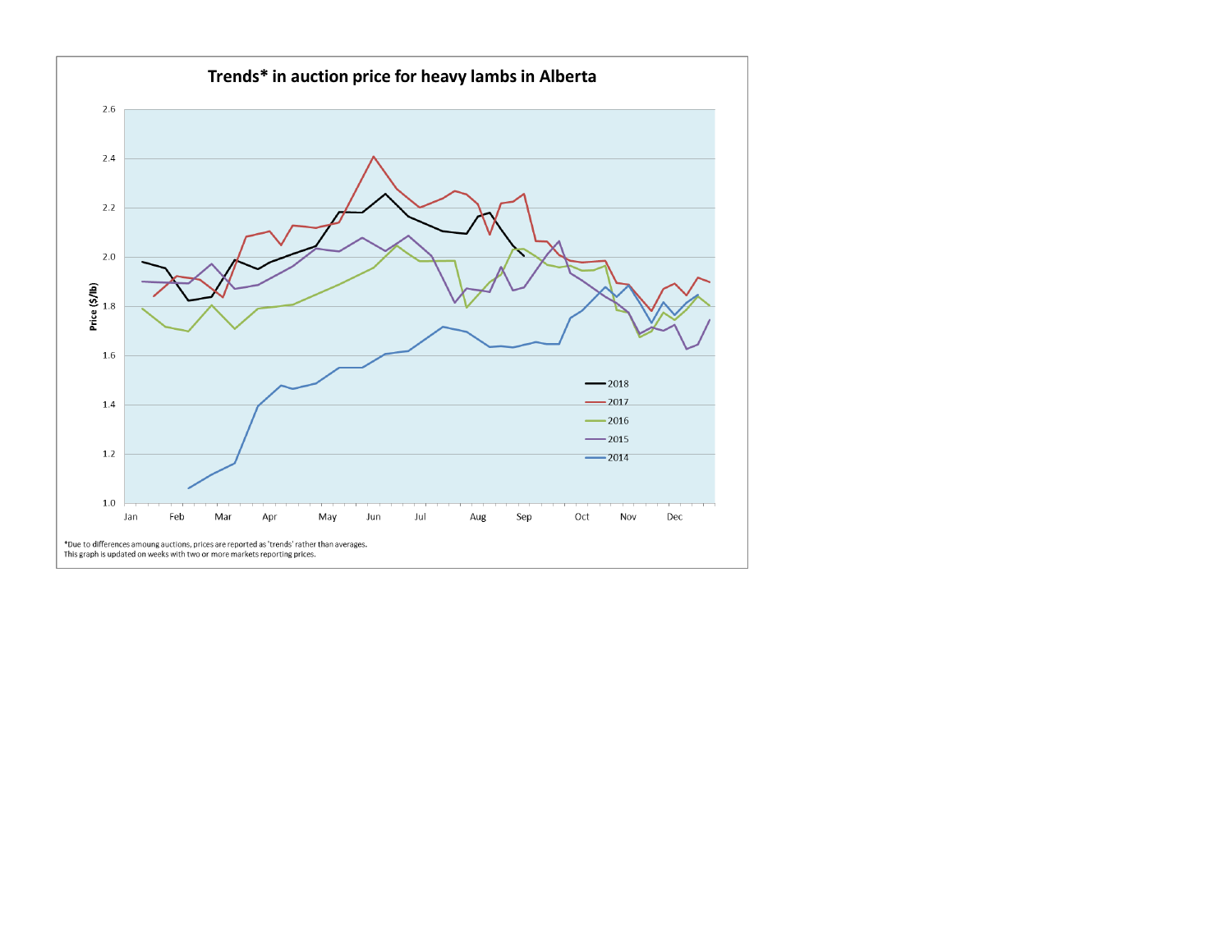## Trends* in auction price for heavy lambs in Alberta

Price ($/lb)

2.6
2.4
2.2
2.0
1.8
1.6
1.4
1.2
1.0

Jan Feb Mar Apr May Jun Jul Aug Sep Oct Nov Dec

2018
2017
2016
2015
2014

*Due to differences amoung auctions, prices are reported as 'trends' rather than averages.
This graph is updated on weeks with two or more markets reporting prices.